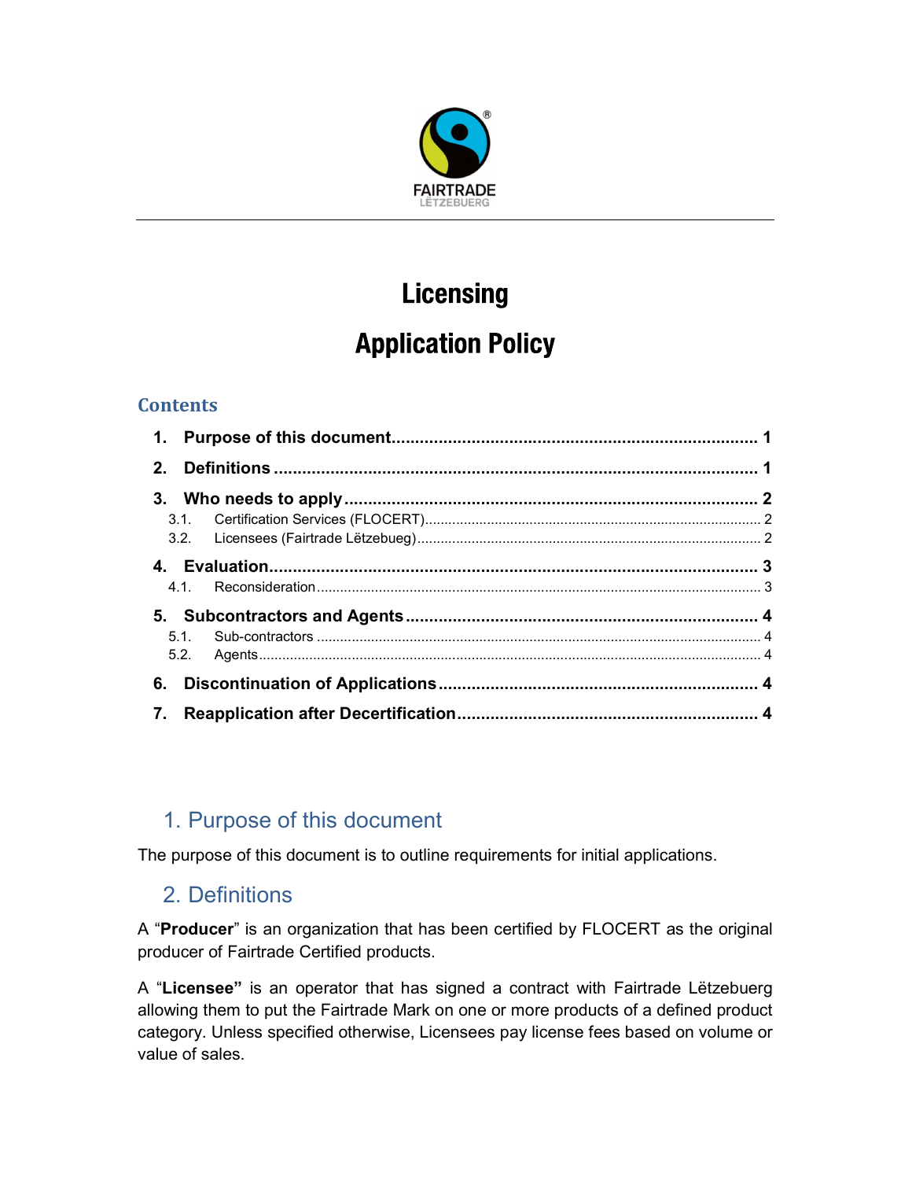FAIRTRADE
LËTZEBUERG

# Licensing

# Application Policy

## Contents

1. Purpose of this document ........ 1
2. Definitions ........ 1
3. Who needs to apply ........ 2
   - 3.1. Certification Services (FLOCERT) ........ 2
   - 3.2. Licensees (Fairtrade Lëtzebueg) ........ 2
4. Evaluation ........ 3
   - 4.1. Reconsideration ........ 3
5. Subcontractors and Agents ........ 4
   - 5.1. Sub-contractors ........ 4
   - 5.2. Agents ........ 4
6. Discontinuation of Applications ........ 4
7. Reapplication after Decertification ........ 4

## 1. Purpose of this document

The purpose of this document is to outline requirements for initial applications.

## 2. Definitions

A "**Producer**" is an organization that has been certified by FLOCERT as the original producer of Fairtrade Certified products.

A "**Licensee"** is an operator that has signed a contract with Fairtrade Lëtzebuerg allowing them to put the Fairtrade Mark on one or more products of a defined product category. Unless specified otherwise, Licensees pay license fees based on volume or value of sales.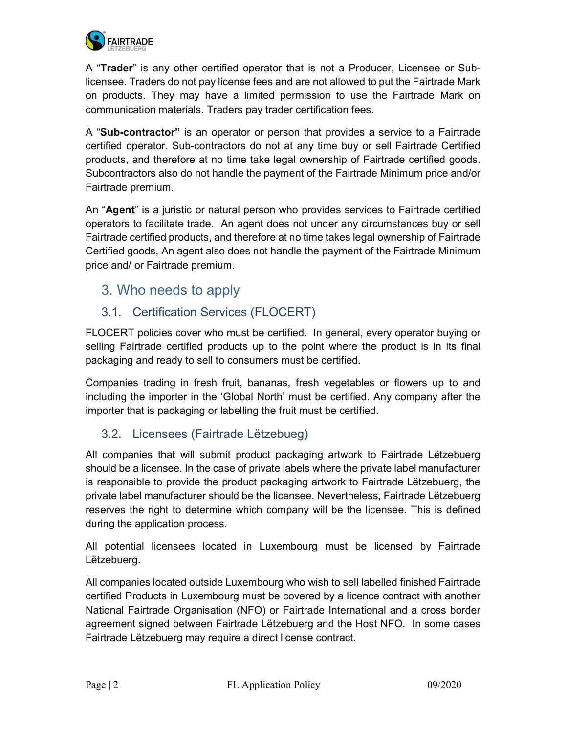A “**Trader**” is any other certified operator that is not a Producer, Licensee or Sub-licensee. Traders do not pay license fees and are not allowed to put the Fairtrade Mark on products. They may have a limited permission to use the Fairtrade Mark on communication materials. Traders pay trader certification fees.

A “**Sub-contractor”** is an operator or person that provides a service to a Fairtrade certified operator. Sub-contractors do not at any time buy or sell Fairtrade Certified products, and therefore at no time take legal ownership of Fairtrade certified goods. Subcontractors also do not handle the payment of the Fairtrade Minimum price and/or Fairtrade premium.

An “**Agent**” is a juristic or natural person who provides services to Fairtrade certified operators to facilitate trade. An agent does not under any circumstances buy or sell Fairtrade certified products, and therefore at no time takes legal ownership of Fairtrade Certified goods, An agent also does not handle the payment of the Fairtrade Minimum price and/ or Fairtrade premium.

## 3. Who needs to apply

### 3.1. Certification Services (FLOCERT)

FLOCERT policies cover who must be certified. In general, every operator buying or selling Fairtrade certified products up to the point where the product is in its final packaging and ready to sell to consumers must be certified.

Companies trading in fresh fruit, bananas, fresh vegetables or flowers up to and including the importer in the ‘Global North’ must be certified. Any company after the importer that is packaging or labelling the fruit must be certified.

### 3.2. Licensees (Fairtrade Lëtzebueg)

All companies that will submit product packaging artwork to Fairtrade Lëtzebuerg should be a licensee. In the case of private labels where the private label manufacturer is responsible to provide the product packaging artwork to Fairtrade Lëtzebuerg, the private label manufacturer should be the licensee. Nevertheless, Fairtrade Lëtzebuerg reserves the right to determine which company will be the licensee. This is defined during the application process.

All potential licensees located in Luxembourg must be licensed by Fairtrade Lëtzebuerg.

All companies located outside Luxembourg who wish to sell labelled finished Fairtrade certified Products in Luxembourg must be covered by a licence contract with another National Fairtrade Organisation (NFO) or Fairtrade International and a cross border agreement signed between Fairtrade Lëtzebuerg and the Host NFO. In some cases Fairtrade Lëtzebuerg may require a direct license contract.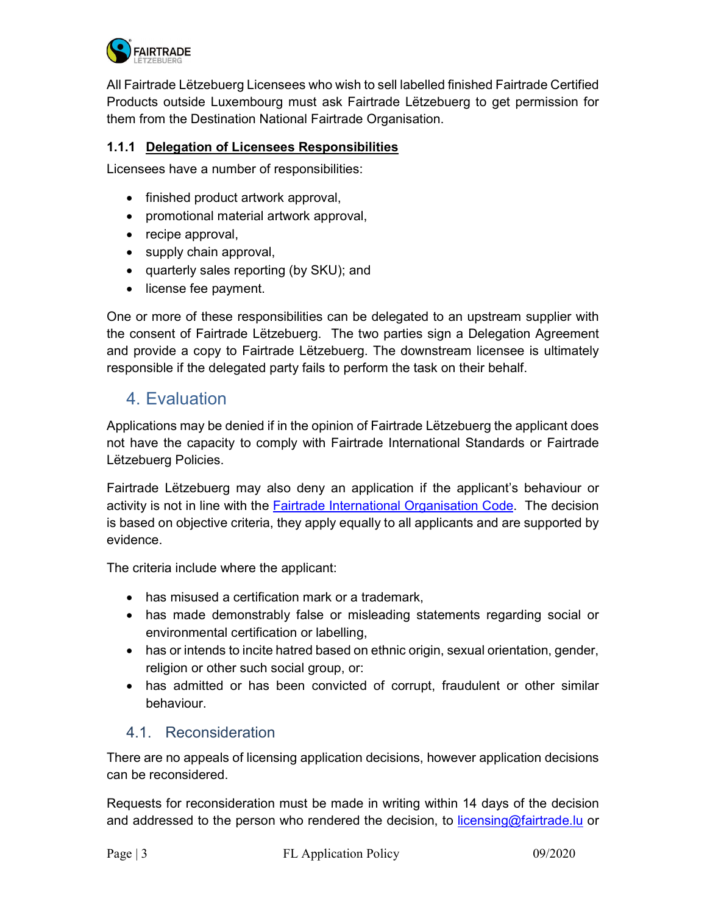All Fairtrade Lëtzebuerg Licensees who wish to sell labelled finished Fairtrade Certified Products outside Luxembourg must ask Fairtrade Lëtzebuerg to get permission for them from the Destination National Fairtrade Organisation.

### 1.1.1 Delegation of Licensees Responsibilities

Licensees have a number of responsibilities:

- finished product artwork approval,
- promotional material artwork approval,
- recipe approval,
- supply chain approval,
- quarterly sales reporting (by SKU); and
- license fee payment.

One or more of these responsibilities can be delegated to an upstream supplier with the consent of Fairtrade Lëtzebuerg. The two parties sign a Delegation Agreement and provide a copy to Fairtrade Lëtzebuerg. The downstream licensee is ultimately responsible if the delegated party fails to perform the task on their behalf.

## 4. Evaluation

Applications may be denied if in the opinion of Fairtrade Lëtzebuerg the applicant does not have the capacity to comply with Fairtrade International Standards or Fairtrade Lëtzebuerg Policies.

Fairtrade Lëtzebuerg may also deny an application if the applicant's behaviour or activity is not in line with the Fairtrade International Organisation Code. The decision is based on objective criteria, they apply equally to all applicants and are supported by evidence.

The criteria include where the applicant:

- has misused a certification mark or a trademark,
- has made demonstrably false or misleading statements regarding social or environmental certification or labelling,
- has or intends to incite hatred based on ethnic origin, sexual orientation, gender, religion or other such social group, or:
- has admitted or has been convicted of corrupt, fraudulent or other similar behaviour.

### 4.1. Reconsideration

There are no appeals of licensing application decisions, however application decisions can be reconsidered.

Requests for reconsideration must be made in writing within 14 days of the decision and addressed to the person who rendered the decision, to licensing@fairtrade.lu or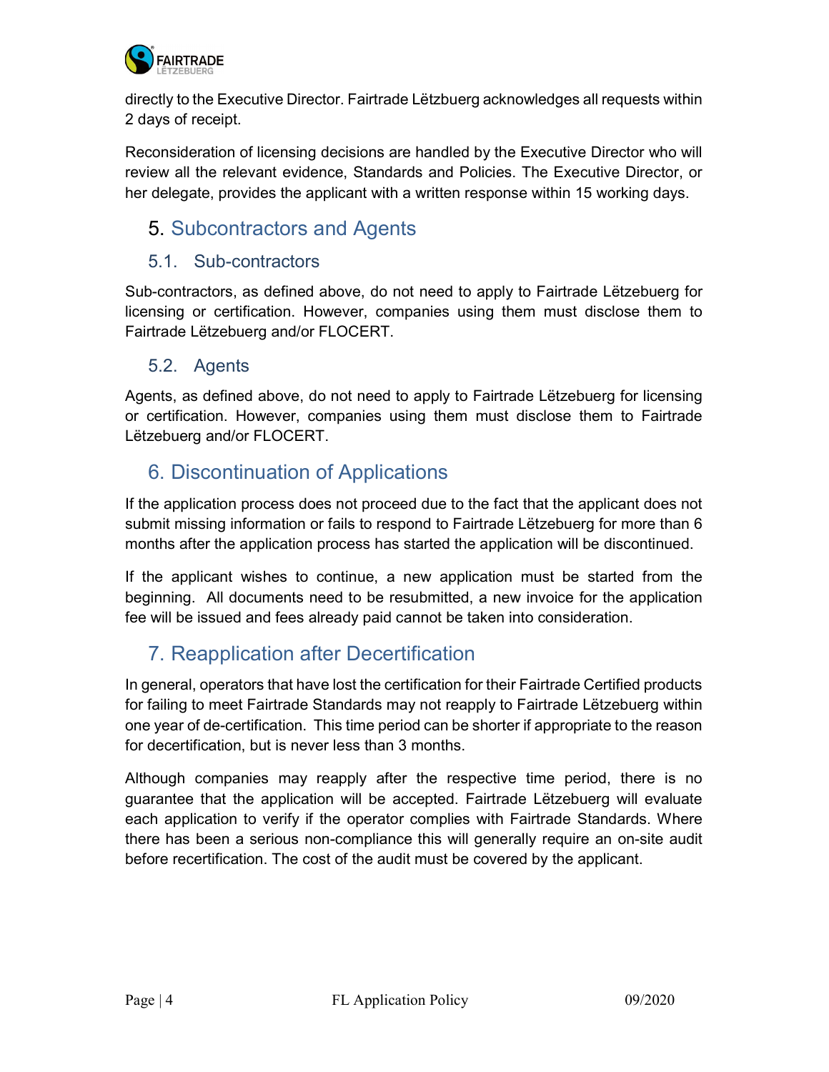directly to the Executive Director. Fairtrade Lëtzbuerg acknowledges all requests within 2 days of receipt.

Reconsideration of licensing decisions are handled by the Executive Director who will review all the relevant evidence, Standards and Policies. The Executive Director, or her delegate, provides the applicant with a written response within 15 working days.

# 5. Subcontractors and Agents

## 5.1. Sub-contractors

Sub-contractors, as defined above, do not need to apply to Fairtrade Lëtzebuerg for licensing or certification. However, companies using them must disclose them to Fairtrade Lëtzebuerg and/or FLOCERT.

## 5.2. Agents

Agents, as defined above, do not need to apply to Fairtrade Lëtzebuerg for licensing or certification. However, companies using them must disclose them to Fairtrade Lëtzebuerg and/or FLOCERT.

# 6. Discontinuation of Applications

If the application process does not proceed due to the fact that the applicant does not submit missing information or fails to respond to Fairtrade Lëtzebuerg for more than 6 months after the application process has started the application will be discontinued.

If the applicant wishes to continue, a new application must be started from the beginning. All documents need to be resubmitted, a new invoice for the application fee will be issued and fees already paid cannot be taken into consideration.

# 7. Reapplication after Decertification

In general, operators that have lost the certification for their Fairtrade Certified products for failing to meet Fairtrade Standards may not reapply to Fairtrade Lëtzebuerg within one year of de-certification. This time period can be shorter if appropriate to the reason for decertification, but is never less than 3 months.

Although companies may reapply after the respective time period, there is no guarantee that the application will be accepted. Fairtrade Lëtzebuerg will evaluate each application to verify if the operator complies with Fairtrade Standards. Where there has been a serious non-compliance this will generally require an on-site audit before recertification. The cost of the audit must be covered by the applicant.